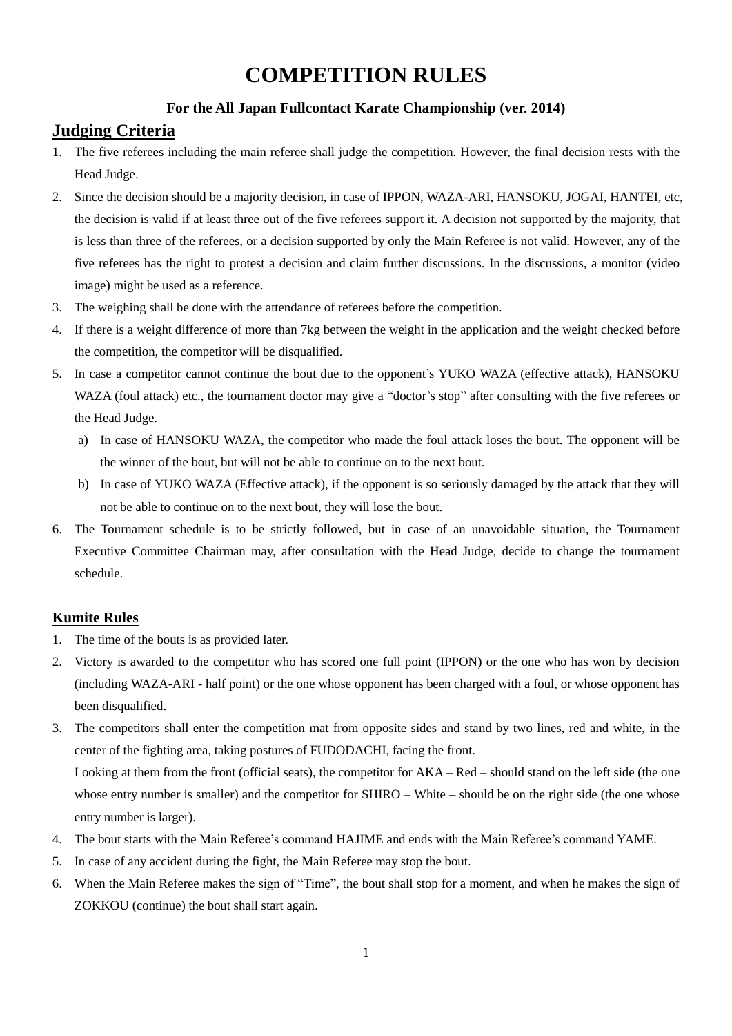# COMPETITION RULES

**For the All Japan Fullcontact Karate Championship (ver. 2014)**

## Judging Criteria

1. The five referees including the main referee shall judge the competition. However, the final decision rests with the Head Judge.
2. Since the decision should be a majority decision, in case of IPPON, WAZA-ARI, HANSOKU, JOGAI, HANTEI, etc, the decision is valid if at least three out of the five referees support it. A decision not supported by the majority, that is less than three of the referees, or a decision supported by only the Main Referee is not valid. However, any of the five referees has the right to protest a decision and claim further discussions. In the discussions, a monitor (video image) might be used as a reference.
3. The weighing shall be done with the attendance of referees before the competition.
4. If there is a weight difference of more than 7kg between the weight in the application and the weight checked before the competition, the competitor will be disqualified.
5. In case a competitor cannot continue the bout due to the opponent's YUKO WAZA (effective attack), HANSOKU WAZA (foul attack) etc., the tournament doctor may give a "doctor's stop" after consulting with the five referees or the Head Judge.
   a) In case of HANSOKU WAZA, the competitor who made the foul attack loses the bout. The opponent will be the winner of the bout, but will not be able to continue on to the next bout.
   b) In case of YUKO WAZA (Effective attack), if the opponent is so seriously damaged by the attack that they will not be able to continue on to the next bout, they will lose the bout.
6. The Tournament schedule is to be strictly followed, but in case of an unavoidable situation, the Tournament Executive Committee Chairman may, after consultation with the Head Judge, decide to change the tournament schedule.

### Kumite Rules

1. The time of the bouts is as provided later.
2. Victory is awarded to the competitor who has scored one full point (IPPON) or the one who has won by decision (including WAZA-ARI - half point) or the one whose opponent has been charged with a foul, or whose opponent has been disqualified.
3. The competitors shall enter the competition mat from opposite sides and stand by two lines, red and white, in the center of the fighting area, taking postures of FUDODACHI, facing the front.
   Looking at them from the front (official seats), the competitor for AKA – Red – should stand on the left side (the one whose entry number is smaller) and the competitor for SHIRO – White – should be on the right side (the one whose entry number is larger).
4. The bout starts with the Main Referee's command HAJIME and ends with the Main Referee's command YAME.
5. In case of any accident during the fight, the Main Referee may stop the bout.
6. When the Main Referee makes the sign of "Time", the bout shall stop for a moment, and when he makes the sign of ZOKKOU (continue) the bout shall start again.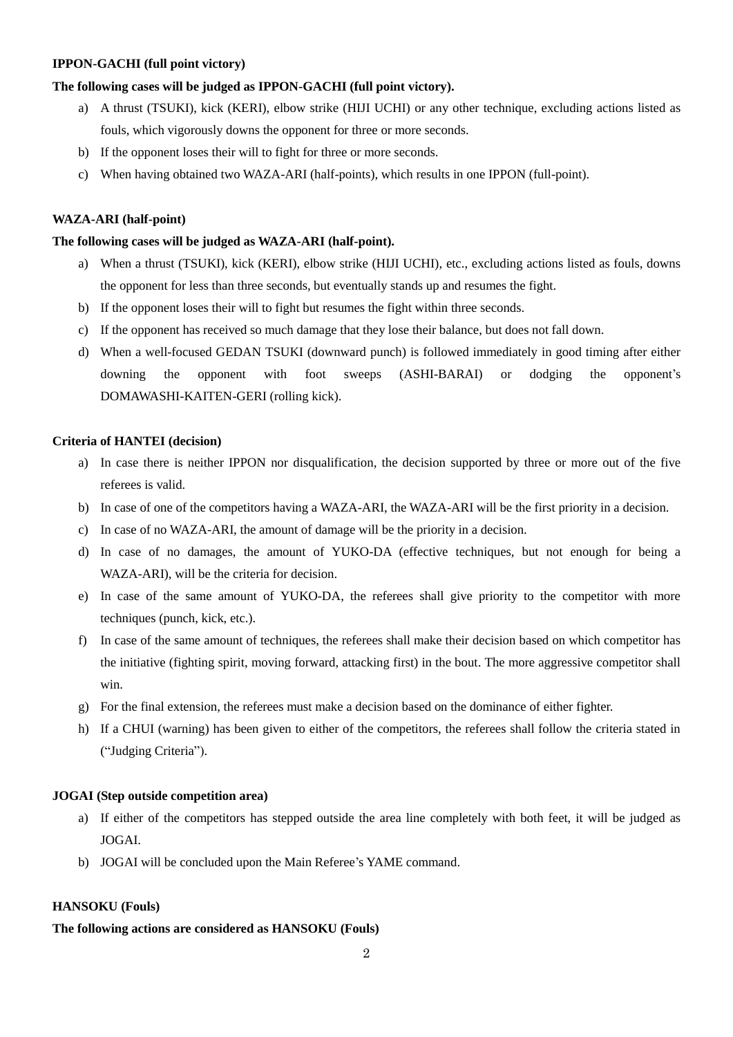**IPPON-GACHI (full point victory)**

**The following cases will be judged as IPPON-GACHI (full point victory).**

a) A thrust (TSUKI), kick (KERI), elbow strike (HIJI UCHI) or any other technique, excluding actions listed as fouls, which vigorously downs the opponent for three or more seconds.

b) If the opponent loses their will to fight for three or more seconds.

c) When having obtained two WAZA-ARI (half-points), which results in one IPPON (full-point).

**WAZA-ARI (half-point)**

**The following cases will be judged as WAZA-ARI (half-point).**

a) When a thrust (TSUKI), kick (KERI), elbow strike (HIJI UCHI), etc., excluding actions listed as fouls, downs the opponent for less than three seconds, but eventually stands up and resumes the fight.

b) If the opponent loses their will to fight but resumes the fight within three seconds.

c) If the opponent has received so much damage that they lose their balance, but does not fall down.

d) When a well-focused GEDAN TSUKI (downward punch) is followed immediately in good timing after either downing the opponent with foot sweeps (ASHI-BARAI) or dodging the opponent's DOMAWASHI-KAITEN-GERI (rolling kick).

**Criteria of HANTEI (decision)**

a) In case there is neither IPPON nor disqualification, the decision supported by three or more out of the five referees is valid.

b) In case of one of the competitors having a WAZA-ARI, the WAZA-ARI will be the first priority in a decision.

c) In case of no WAZA-ARI, the amount of damage will be the priority in a decision.

d) In case of no damages, the amount of YUKO-DA (effective techniques, but not enough for being a WAZA-ARI), will be the criteria for decision.

e) In case of the same amount of YUKO-DA, the referees shall give priority to the competitor with more techniques (punch, kick, etc.).

f) In case of the same amount of techniques, the referees shall make their decision based on which competitor has the initiative (fighting spirit, moving forward, attacking first) in the bout. The more aggressive competitor shall win.

g) For the final extension, the referees must make a decision based on the dominance of either fighter.

h) If a CHUI (warning) has been given to either of the competitors, the referees shall follow the criteria stated in ("Judging Criteria").

**JOGAI (Step outside competition area)**

a) If either of the competitors has stepped outside the area line completely with both feet, it will be judged as JOGAI.

b) JOGAI will be concluded upon the Main Referee's YAME command.

**HANSOKU (Fouls)**

**The following actions are considered as HANSOKU (Fouls)**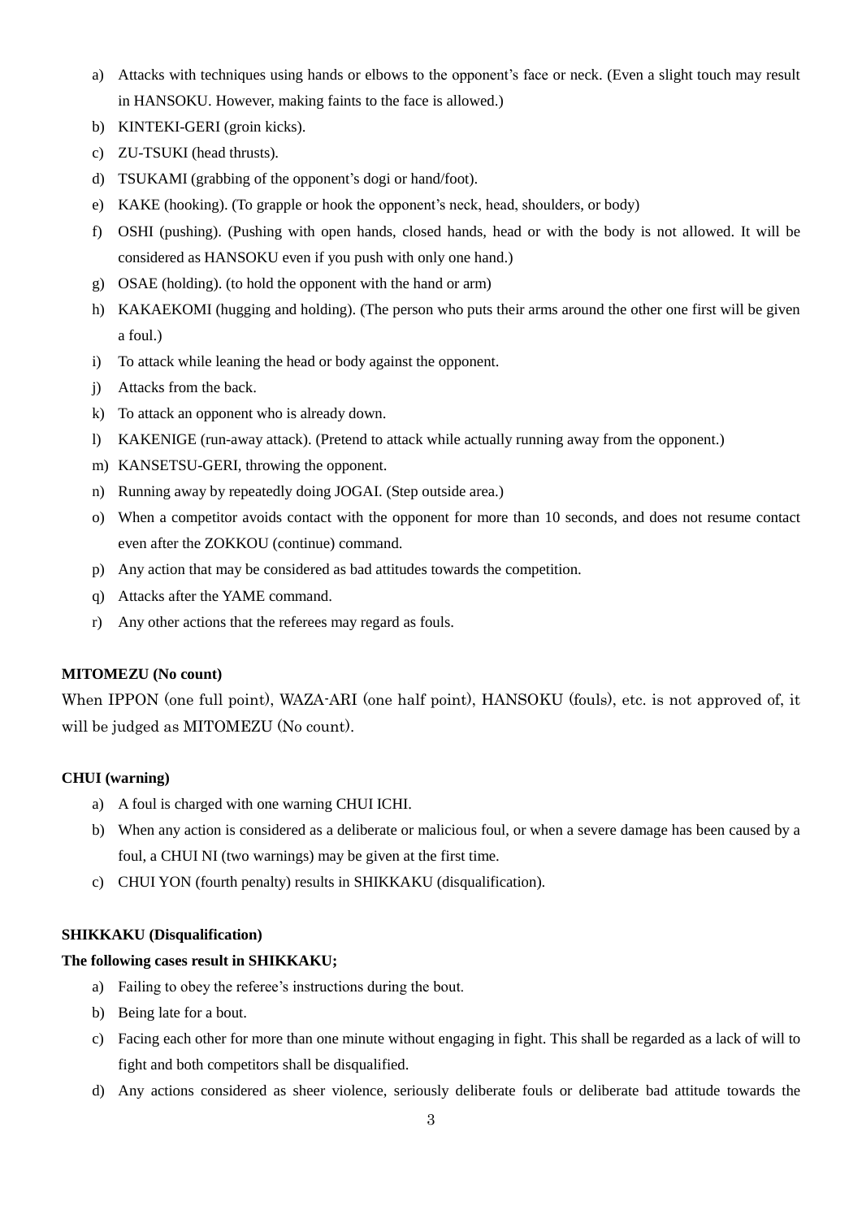a) Attacks with techniques using hands or elbows to the opponent's face or neck. (Even a slight touch may result in HANSOKU. However, making faints to the face is allowed.)
b) KINTEKI-GERI (groin kicks).
c) ZU-TSUKI (head thrusts).
d) TSUKAMI (grabbing of the opponent's dogi or hand/foot).
e) KAKE (hooking). (To grapple or hook the opponent's neck, head, shoulders, or body)
f) OSHI (pushing). (Pushing with open hands, closed hands, head or with the body is not allowed. It will be considered as HANSOKU even if you push with only one hand.)
g) OSAE (holding). (to hold the opponent with the hand or arm)
h) KAKAEKOMI (hugging and holding). (The person who puts their arms around the other one first will be given a foul.)
i) To attack while leaning the head or body against the opponent.
j) Attacks from the back.
k) To attack an opponent who is already down.
l) KAKENIGE (run-away attack). (Pretend to attack while actually running away from the opponent.)
m) KANSETSU-GERI, throwing the opponent.
n) Running away by repeatedly doing JOGAI. (Step outside area.)
o) When a competitor avoids contact with the opponent for more than 10 seconds, and does not resume contact even after the ZOKKOU (continue) command.
p) Any action that may be considered as bad attitudes towards the competition.
q) Attacks after the YAME command.
r) Any other actions that the referees may regard as fouls.

**MITOMEZU (No count)**

When IPPON (one full point), WAZA-ARI (one half point), HANSOKU (fouls), etc. is not approved of, it will be judged as MITOMEZU (No count).

**CHUI (warning)**

a) A foul is charged with one warning CHUI ICHI.
b) When any action is considered as a deliberate or malicious foul, or when a severe damage has been caused by a foul, a CHUI NI (two warnings) may be given at the first time.
c) CHUI YON (fourth penalty) results in SHIKKAKU (disqualification).

**SHIKKAKU (Disqualification)**

**The following cases result in SHIKKAKU;**

a) Failing to obey the referee's instructions during the bout.
b) Being late for a bout.
c) Facing each other for more than one minute without engaging in fight. This shall be regarded as a lack of will to fight and both competitors shall be disqualified.
d) Any actions considered as sheer violence, seriously deliberate fouls or deliberate bad attitude towards the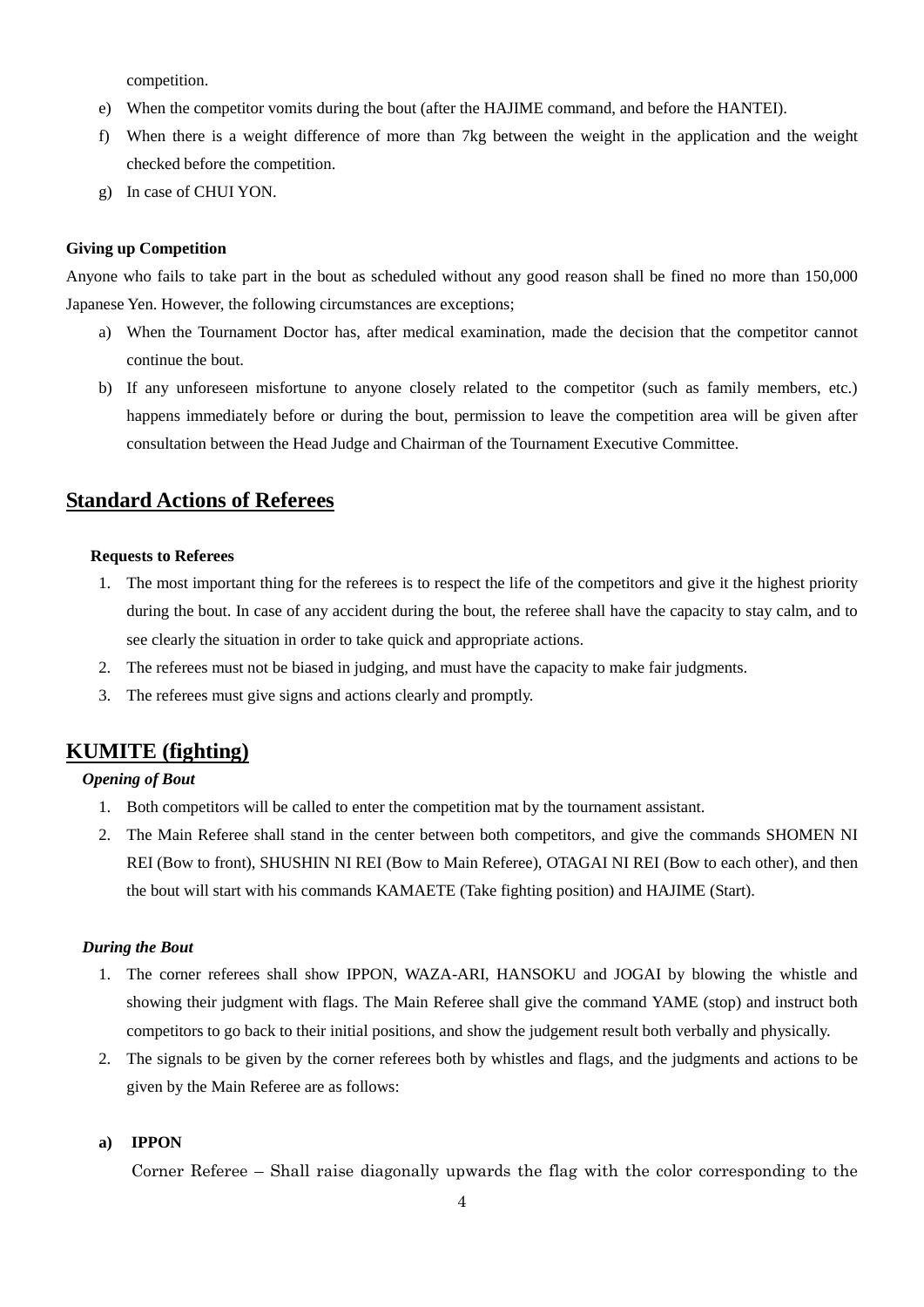competition.

e) When the competitor vomits during the bout (after the HAJIME command, and before the HANTEI).

f) When there is a weight difference of more than 7kg between the weight in the application and the weight checked before the competition.

g) In case of CHUI YON.

**Giving up Competition**

Anyone who fails to take part in the bout as scheduled without any good reason shall be fined no more than 150,000 Japanese Yen. However, the following circumstances are exceptions;

a) When the Tournament Doctor has, after medical examination, made the decision that the competitor cannot continue the bout.

b) If any unforeseen misfortune to anyone closely related to the competitor (such as family members, etc.) happens immediately before or during the bout, permission to leave the competition area will be given after consultation between the Head Judge and Chairman of the Tournament Executive Committee.

## Standard Actions of Referees

**Requests to Referees**

1. The most important thing for the referees is to respect the life of the competitors and give it the highest priority during the bout. In case of any accident during the bout, the referee shall have the capacity to stay calm, and to see clearly the situation in order to take quick and appropriate actions.
2. The referees must not be biased in judging, and must have the capacity to make fair judgments.
3. The referees must give signs and actions clearly and promptly.

## KUMITE (fighting)

***Opening of Bout***

1. Both competitors will be called to enter the competition mat by the tournament assistant.
2. The Main Referee shall stand in the center between both competitors, and give the commands SHOMEN NI REI (Bow to front), SHUSHIN NI REI (Bow to Main Referee), OTAGAI NI REI (Bow to each other), and then the bout will start with his commands KAMAETE (Take fighting position) and HAJIME (Start).

***During the Bout***

1. The corner referees shall show IPPON, WAZA-ARI, HANSOKU and JOGAI by blowing the whistle and showing their judgment with flags. The Main Referee shall give the command YAME (stop) and instruct both competitors to go back to their initial positions, and show the judgement result both verbally and physically.
2. The signals to be given by the corner referees both by whistles and flags, and the judgments and actions to be given by the Main Referee are as follows:

**a) IPPON**

Corner Referee – Shall raise diagonally upwards the flag with the color corresponding to the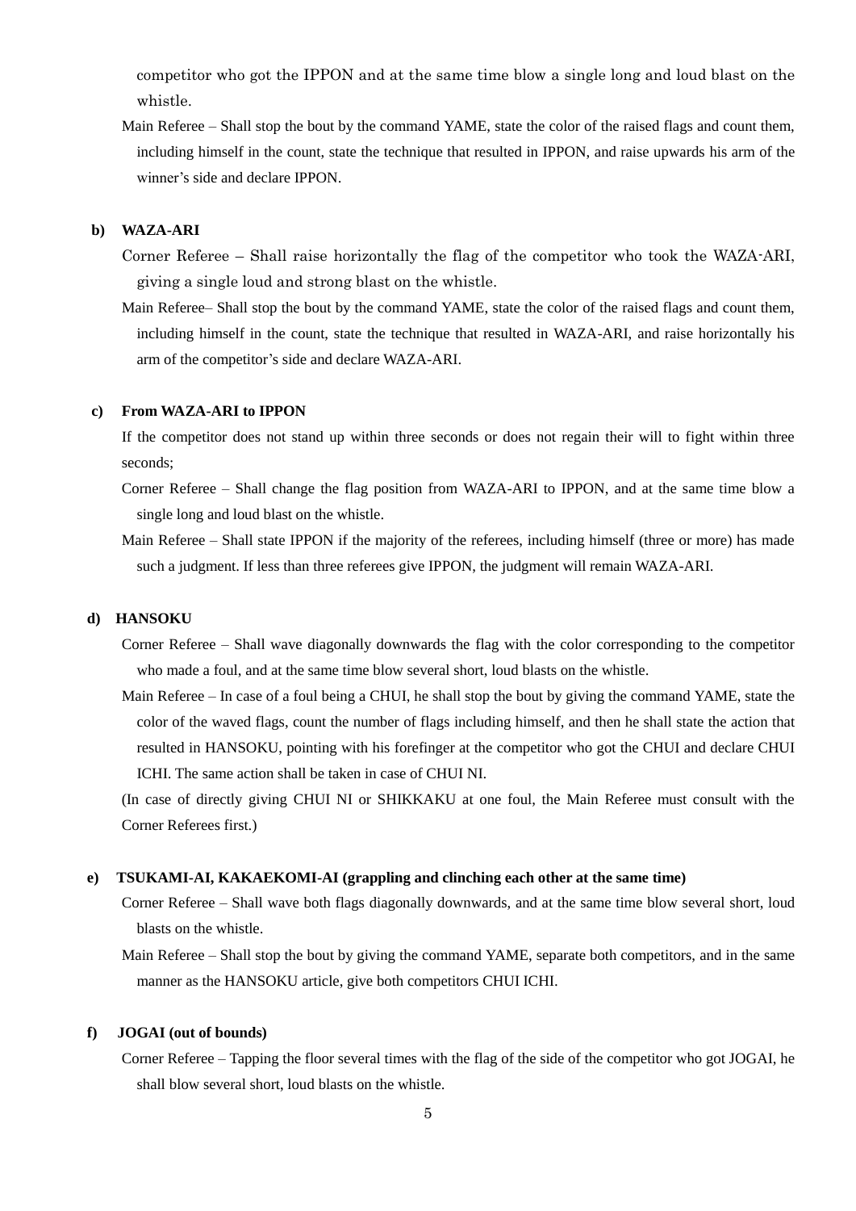competitor who got the IPPON and at the same time blow a single long and loud blast on the whistle.

Main Referee – Shall stop the bout by the command YAME, state the color of the raised flags and count them, including himself in the count, state the technique that resulted in IPPON, and raise upwards his arm of the winner's side and declare IPPON.

**b) WAZA-ARI**

Corner Referee – Shall raise horizontally the flag of the competitor who took the WAZA-ARI, giving a single loud and strong blast on the whistle.

Main Referee– Shall stop the bout by the command YAME, state the color of the raised flags and count them, including himself in the count, state the technique that resulted in WAZA-ARI, and raise horizontally his arm of the competitor's side and declare WAZA-ARI.

**c) From WAZA-ARI to IPPON**

If the competitor does not stand up within three seconds or does not regain their will to fight within three seconds;

Corner Referee – Shall change the flag position from WAZA-ARI to IPPON, and at the same time blow a single long and loud blast on the whistle.

Main Referee – Shall state IPPON if the majority of the referees, including himself (three or more) has made such a judgment. If less than three referees give IPPON, the judgment will remain WAZA-ARI.

**d) HANSOKU**

Corner Referee – Shall wave diagonally downwards the flag with the color corresponding to the competitor who made a foul, and at the same time blow several short, loud blasts on the whistle.

Main Referee – In case of a foul being a CHUI, he shall stop the bout by giving the command YAME, state the color of the waved flags, count the number of flags including himself, and then he shall state the action that resulted in HANSOKU, pointing with his forefinger at the competitor who got the CHUI and declare CHUI ICHI. The same action shall be taken in case of CHUI NI.

(In case of directly giving CHUI NI or SHIKKAKU at one foul, the Main Referee must consult with the Corner Referees first.)

**e) TSUKAMI-AI, KAKAEKOMI-AI (grappling and clinching each other at the same time)**

Corner Referee – Shall wave both flags diagonally downwards, and at the same time blow several short, loud blasts on the whistle.

Main Referee – Shall stop the bout by giving the command YAME, separate both competitors, and in the same manner as the HANSOKU article, give both competitors CHUI ICHI.

**f) JOGAI (out of bounds)**

Corner Referee – Tapping the floor several times with the flag of the side of the competitor who got JOGAI, he shall blow several short, loud blasts on the whistle.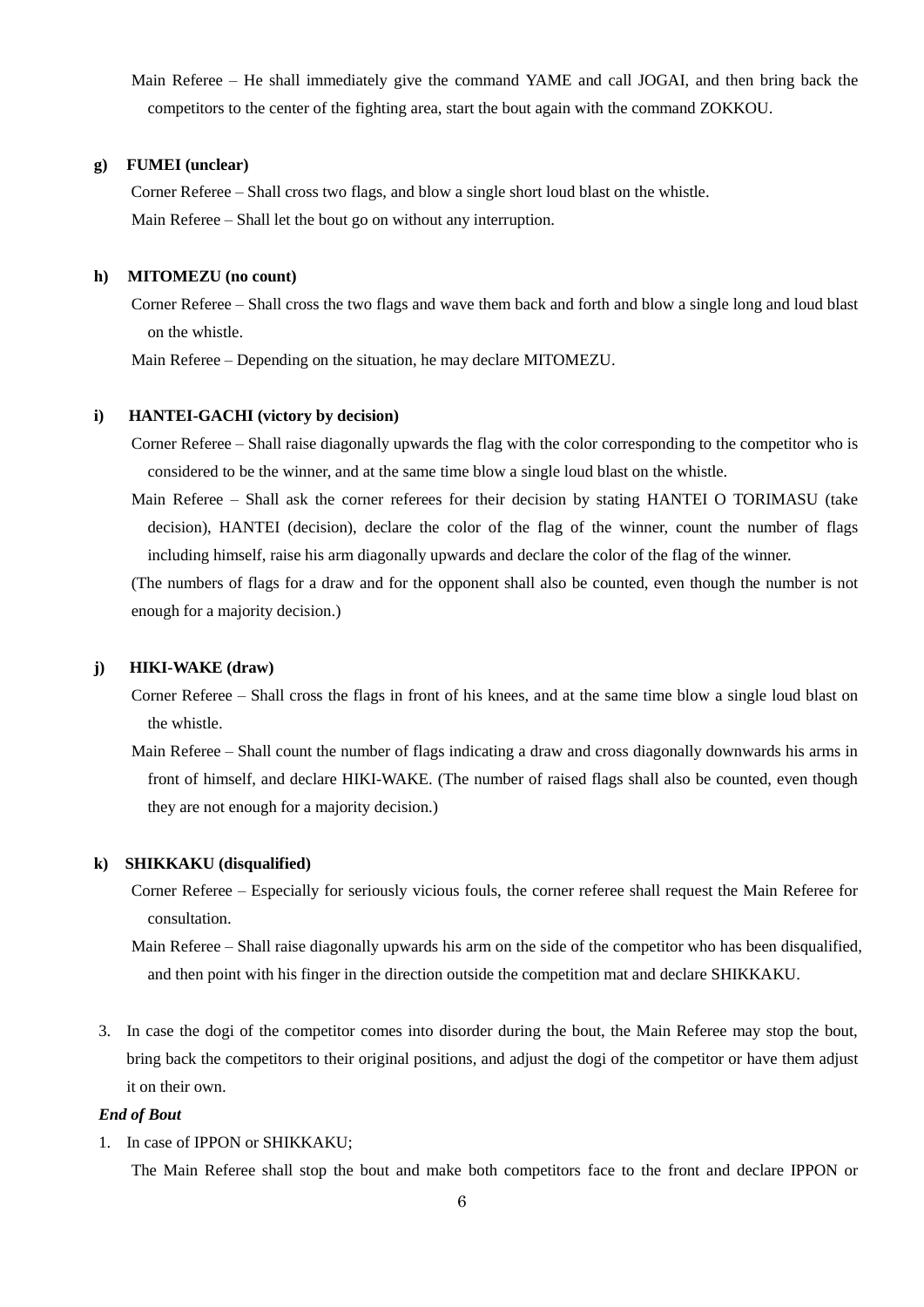Main Referee – He shall immediately give the command YAME and call JOGAI, and then bring back the competitors to the center of the fighting area, start the bout again with the command ZOKKOU.

**g) FUMEI (unclear)**

Corner Referee – Shall cross two flags, and blow a single short loud blast on the whistle.

Main Referee – Shall let the bout go on without any interruption.

**h) MITOMEZU (no count)**

Corner Referee – Shall cross the two flags and wave them back and forth and blow a single long and loud blast on the whistle.

Main Referee – Depending on the situation, he may declare MITOMEZU.

**i) HANTEI-GACHI (victory by decision)**

Corner Referee – Shall raise diagonally upwards the flag with the color corresponding to the competitor who is considered to be the winner, and at the same time blow a single loud blast on the whistle.

Main Referee – Shall ask the corner referees for their decision by stating HANTEI O TORIMASU (take decision), HANTEI (decision), declare the color of the flag of the winner, count the number of flags including himself, raise his arm diagonally upwards and declare the color of the flag of the winner.

(The numbers of flags for a draw and for the opponent shall also be counted, even though the number is not enough for a majority decision.)

**j) HIKI-WAKE (draw)**

Corner Referee – Shall cross the flags in front of his knees, and at the same time blow a single loud blast on the whistle.

Main Referee – Shall count the number of flags indicating a draw and cross diagonally downwards his arms in front of himself, and declare HIKI-WAKE. (The number of raised flags shall also be counted, even though they are not enough for a majority decision.)

**k) SHIKKAKU (disqualified)**

Corner Referee – Especially for seriously vicious fouls, the corner referee shall request the Main Referee for consultation.

Main Referee – Shall raise diagonally upwards his arm on the side of the competitor who has been disqualified, and then point with his finger in the direction outside the competition mat and declare SHIKKAKU.

3. In case the dogi of the competitor comes into disorder during the bout, the Main Referee may stop the bout, bring back the competitors to their original positions, and adjust the dogi of the competitor or have them adjust it on their own.

***End of Bout***

1. In case of IPPON or SHIKKAKU;

   The Main Referee shall stop the bout and make both competitors face to the front and declare IPPON or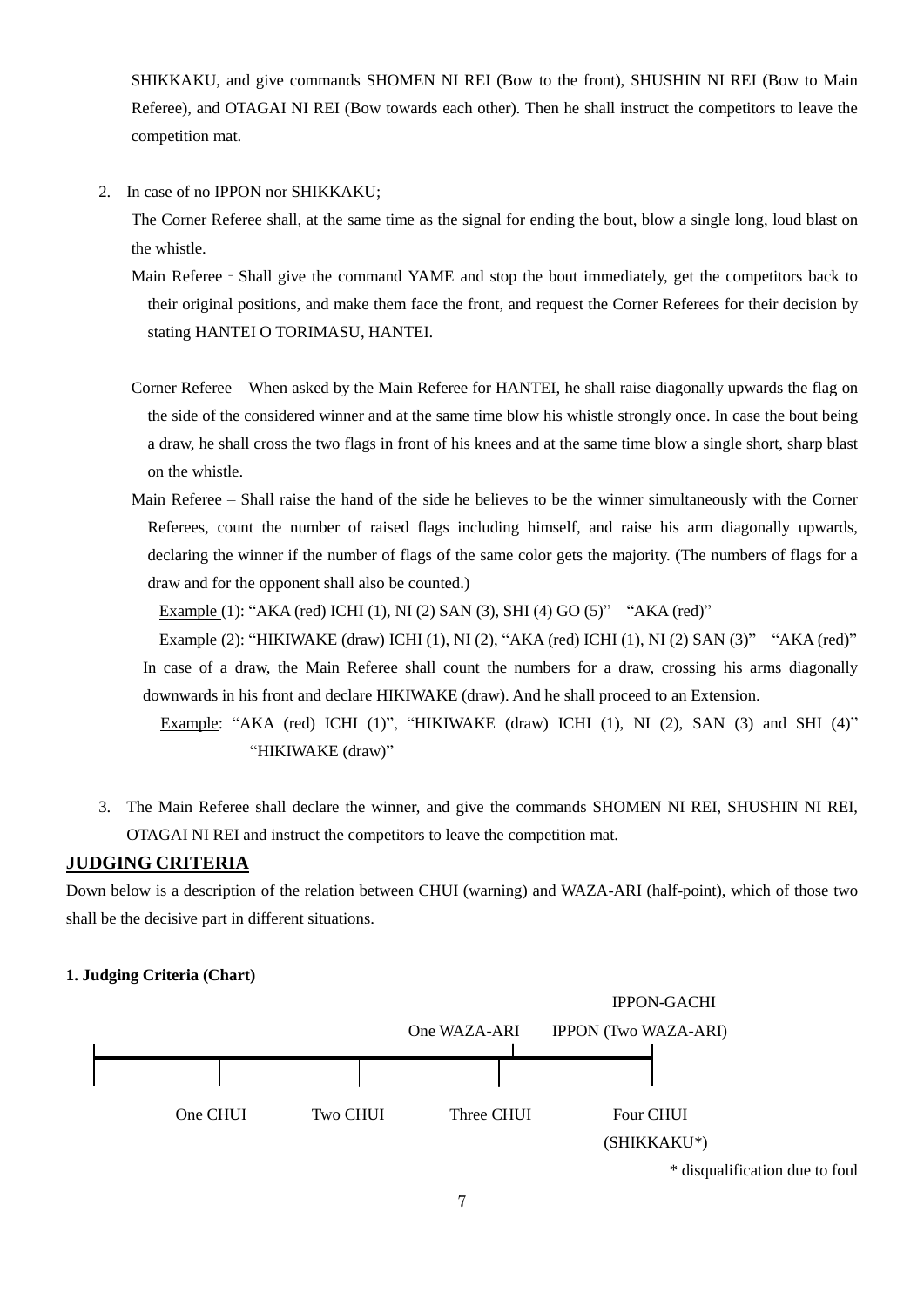SHIKKAKU, and give commands SHOMEN NI REI (Bow to the front), SHUSHIN NI REI (Bow to Main Referee), and OTAGAI NI REI (Bow towards each other). Then he shall instruct the competitors to leave the competition mat.

2. In case of no IPPON nor SHIKKAKU;

The Corner Referee shall, at the same time as the signal for ending the bout, blow a single long, loud blast on the whistle.

Main Referee ‐ Shall give the command YAME and stop the bout immediately, get the competitors back to their original positions, and make them face the front, and request the Corner Referees for their decision by stating HANTEI O TORIMASU, HANTEI.

Corner Referee – When asked by the Main Referee for HANTEI, he shall raise diagonally upwards the flag on the side of the considered winner and at the same time blow his whistle strongly once. In case the bout being a draw, he shall cross the two flags in front of his knees and at the same time blow a single short, sharp blast on the whistle.

Main Referee – Shall raise the hand of the side he believes to be the winner simultaneously with the Corner Referees, count the number of raised flags including himself, and raise his arm diagonally upwards, declaring the winner if the number of flags of the same color gets the majority. (The numbers of flags for a draw and for the opponent shall also be counted.)

Example (1): "AKA (red) ICHI (1), NI (2) SAN (3), SHI (4) GO (5)" "AKA (red)"

Example (2): "HIKIWAKE (draw) ICHI (1), NI (2), "AKA (red) ICHI (1), NI (2) SAN (3)" "AKA (red)"

In case of a draw, the Main Referee shall count the numbers for a draw, crossing his arms diagonally downwards in his front and declare HIKIWAKE (draw). And he shall proceed to an Extension.

Example: "AKA (red) ICHI (1)", "HIKIWAKE (draw) ICHI (1), NI (2), SAN (3) and SHI (4)" "HIKIWAKE (draw)"

3. The Main Referee shall declare the winner, and give the commands SHOMEN NI REI, SHUSHIN NI REI, OTAGAI NI REI and instruct the competitors to leave the competition mat.

## JUDGING CRITERIA

Down below is a description of the relation between CHUI (warning) and WAZA-ARI (half-point), which of those two shall be the decisive part in different situations.

**1. Judging Criteria (Chart)**

| | | | One WAZA-ARI | IPPON (Two WAZA-ARI) IPPON-GACHI |
|---|---|---|---|---|
| One CHUI | Two CHUI | Three CHUI | | Four CHUI (SHIKKAKU*) |

\* disqualification due to foul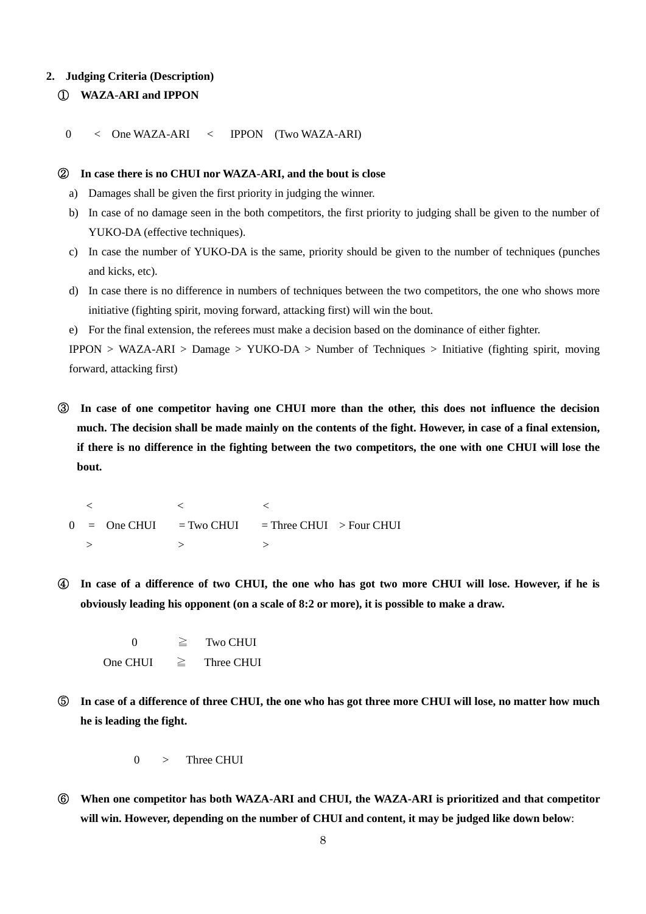## 2. Judging Criteria (Description)

### ① WAZA-ARI and IPPON

0 < One WAZA-ARI < IPPON (Two WAZA-ARI)

### ② In case there is no CHUI nor WAZA-ARI, and the bout is close

a) Damages shall be given the first priority in judging the winner.

b) In case of no damage seen in the both competitors, the first priority to judging shall be given to the number of YUKO-DA (effective techniques).

c) In case the number of YUKO-DA is the same, priority should be given to the number of techniques (punches and kicks, etc).

d) In case there is no difference in numbers of techniques between the two competitors, the one who shows more initiative (fighting spirit, moving forward, attacking first) will win the bout.

e) For the final extension, the referees must make a decision based on the dominance of either fighter.

IPPON > WAZA-ARI > Damage > YUKO-DA > Number of Techniques > Initiative (fighting spirit, moving forward, attacking first)

### ③ In case of one competitor having one CHUI more than the other, this does not influence the decision much. The decision shall be made mainly on the contents of the fight. However, in case of a final extension, if there is no difference in the fighting between the two competitors, the one with one CHUI will lose the bout.

```
   <             <             <
0  =  One CHUI   = Two CHUI    = Three CHUI  > Four CHUI
   >             >             >
```

### ④ In case of a difference of two CHUI, the one who has got two more CHUI will lose. However, if he is obviously leading his opponent (on a scale of 8:2 or more), it is possible to make a draw.

0 ≧ Two CHUI

One CHUI ≧ Three CHUI

### ⑤ In case of a difference of three CHUI, the one who has got three more CHUI will lose, no matter how much he is leading the fight.

0 > Three CHUI

### ⑥ When one competitor has both WAZA-ARI and CHUI, the WAZA-ARI is prioritized and that competitor will win. However, depending on the number of CHUI and content, it may be judged like down below: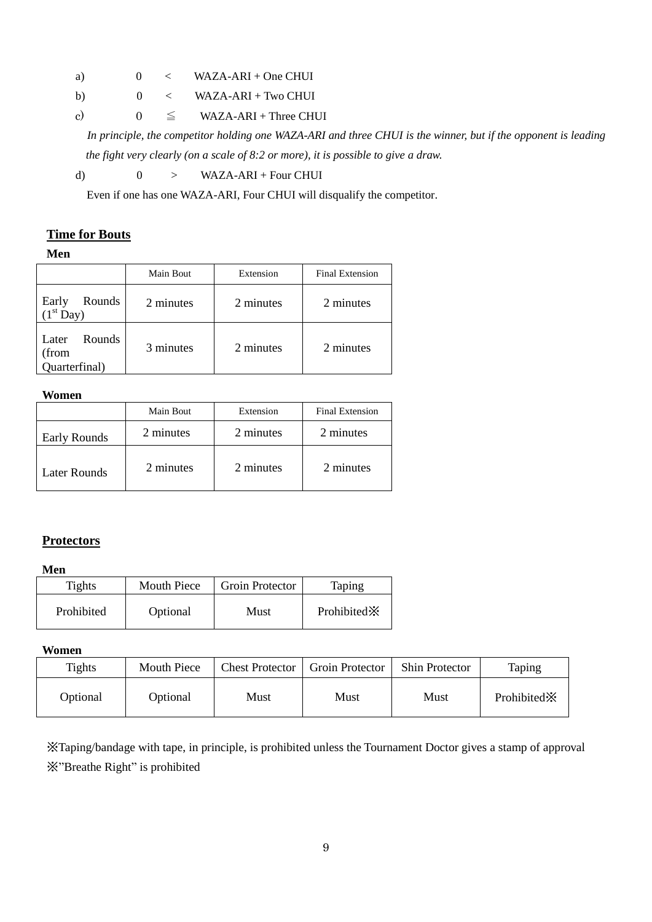a) 0 < WAZA-ARI + One CHUI

b) 0 < WAZA-ARI + Two CHUI

c) 0 ≦ WAZA-ARI + Three CHUI

*In principle, the competitor holding one WAZA-ARI and three CHUI is the winner, but if the opponent is leading the fight very clearly (on a scale of 8:2 or more), it is possible to give a draw.*

d) 0 > WAZA-ARI + Four CHUI

Even if one has one WAZA-ARI, Four CHUI will disqualify the competitor.

## Time for Bouts

**Men**

| | Main Bout | Extension | Final Extension |
|---|---|---|---|
| Early Rounds (1st Day) | 2 minutes | 2 minutes | 2 minutes |
| Later Rounds (from Quarterfinal) | 3 minutes | 2 minutes | 2 minutes |

**Women**

| | Main Bout | Extension | Final Extension |
|---|---|---|---|
| Early Rounds | 2 minutes | 2 minutes | 2 minutes |
| Later Rounds | 2 minutes | 2 minutes | 2 minutes |

## Protectors

**Men**

| Tights | Mouth Piece | Groin Protector | Taping |
|---|---|---|---|
| Prohibited | Optional | Must | Prohibited※ |

**Women**

| Tights | Mouth Piece | Chest Protector | Groin Protector | Shin Protector | Taping |
|---|---|---|---|---|---|
| Optional | Optional | Must | Must | Must | Prohibited※ |

※Taping/bandage with tape, in principle, is prohibited unless the Tournament Doctor gives a stamp of approval

※"Breathe Right" is prohibited